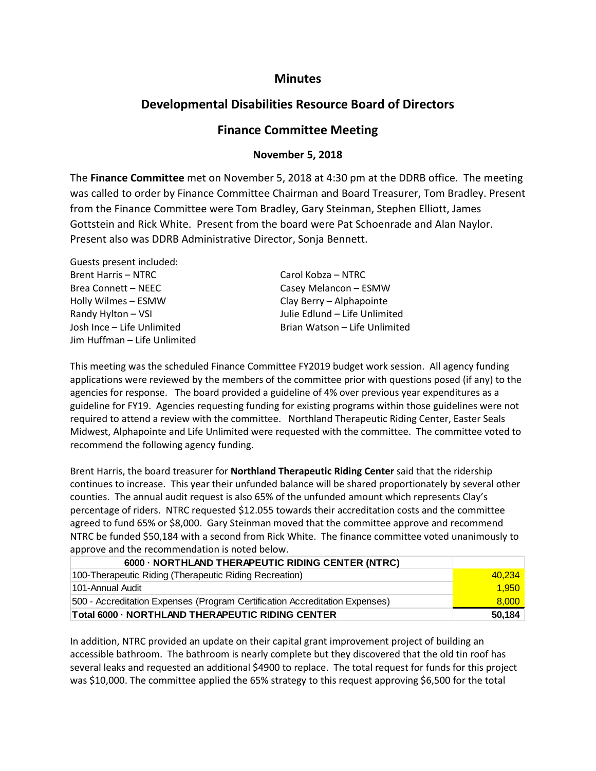# Minutes

## Developmental Disabilities Resource Board of Directors

## Finance Committee Meeting

### November 5, 2018

The **Finance Committee** met on November 5, 2018 at 4:30 pm at the DDRB office. The meeting was called to order by Finance Committee Chairman and Board Treasurer, Tom Bradley. Present from the Finance Committee were Tom Bradley, Gary Steinman, Stephen Elliott, James Gottstein and Rick White. Present from the board were Pat Schoenrade and Alan Naylor. Present also was DDRB Administrative Director, Sonja Bennett.

Guests present included:

- Brent Harris – NTRC
- Brea Connett – NEEC
- Holly Wilmes – ESMW
- Randy Hylton – VSI
- Josh Ince – Life Unlimited
- Jim Huffman – Life Unlimited
- Carol Kobza – NTRC
- Casey Melancon – ESMW
- Clay Berry – Alphapointe
- Julie Edlund – Life Unlimited
- Brian Watson – Life Unlimited

This meeting was the scheduled Finance Committee FY2019 budget work session. All agency funding applications were reviewed by the members of the committee prior with questions posed (if any) to the agencies for response. The board provided a guideline of 4% over previous year expenditures as a guideline for FY19. Agencies requesting funding for existing programs within those guidelines were not required to attend a review with the committee. Northland Therapeutic Riding Center, Easter Seals Midwest, Alphapointe and Life Unlimited were requested with the committee. The committee voted to recommend the following agency funding.

Brent Harris, the board treasurer for **Northland Therapeutic Riding Center** said that the ridership continues to increase. This year their unfunded balance will be shared proportionately by several other counties. The annual audit request is also 65% of the unfunded amount which represents Clay's percentage of riders. NTRC requested $12.055 towards their accreditation costs and the committee agreed to fund 65% or $8,000. Gary Steinman moved that the committee approve and recommend NTRC be funded $50,184 with a second from Rick White. The finance committee voted unanimously to approve and the recommendation is noted below.

| 6000 · NORTHLAND THERAPEUTIC RIDING CENTER (NTRC) | |
|---|---|
| 100-Therapeutic Riding (Therapeutic Riding Recreation) | 40,234 |
| 101-Annual Audit | 1,950 |
| 500 - Accreditation Expenses (Program Certification Accreditation Expenses) | 8,000 |
| **Total 6000 · NORTHLAND THERAPEUTIC RIDING CENTER** | **50,184** |

In addition, NTRC provided an update on their capital grant improvement project of building an accessible bathroom. The bathroom is nearly complete but they discovered that the old tin roof has several leaks and requested an additional $4900 to replace. The total request for funds for this project was $10,000. The committee applied the 65% strategy to this request approving $6,500 for the total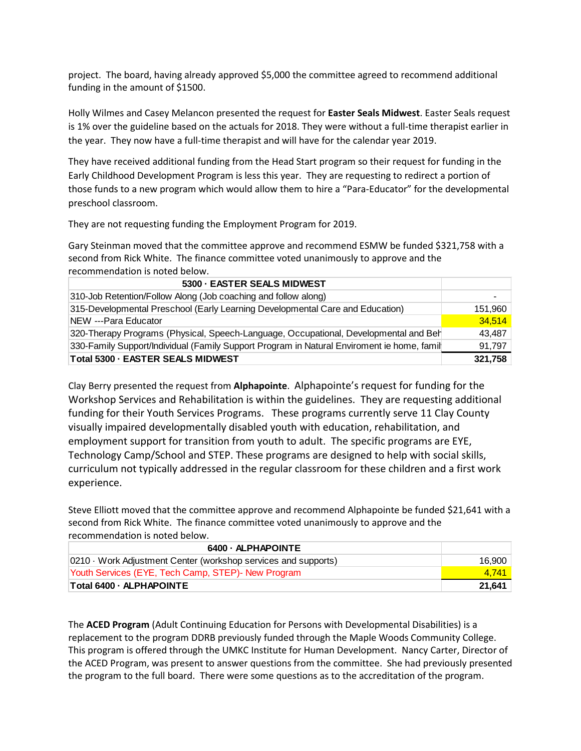project. The board, having already approved $5,000 the committee agreed to recommend additional funding in the amount of $1500.

Holly Wilmes and Casey Melancon presented the request for **Easter Seals Midwest**. Easter Seals request is 1% over the guideline based on the actuals for 2018. They were without a full-time therapist earlier in the year. They now have a full-time therapist and will have for the calendar year 2019.

They have received additional funding from the Head Start program so their request for funding in the Early Childhood Development Program is less this year. They are requesting to redirect a portion of those funds to a new program which would allow them to hire a "Para-Educator" for the developmental preschool classroom.

They are not requesting funding the Employment Program for 2019.

Gary Steinman moved that the committee approve and recommend ESMW be funded $321,758 with a second from Rick White. The finance committee voted unanimously to approve and the recommendation is noted below.

| 5300 · EASTER SEALS MIDWEST | |
|---|---|
| 310-Job Retention/Follow Along (Job coaching and follow along) | - |
| 315-Developmental Preschool (Early Learning Developmental Care and Education) | 151,960 |
| NEW ---Para Educator | 34,514 |
| 320-Therapy Programs (Physical, Speech-Language, Occupational, Developmental and Beh | 43,487 |
| 330-Family Support/Individual (Family Support Program in Natural Enviroment ie home, famil | 91,797 |
| **Total 5300 · EASTER SEALS MIDWEST** | **321,758** |

Clay Berry presented the request from **Alphapointe**. Alphapointe's request for funding for the Workshop Services and Rehabilitation is within the guidelines. They are requesting additional funding for their Youth Services Programs. These programs currently serve 11 Clay County visually impaired developmentally disabled youth with education, rehabilitation, and employment support for transition from youth to adult. The specific programs are EYE, Technology Camp/School and STEP. These programs are designed to help with social skills, curriculum not typically addressed in the regular classroom for these children and a first work experience.

Steve Elliott moved that the committee approve and recommend Alphapointe be funded $21,641 with a second from Rick White. The finance committee voted unanimously to approve and the recommendation is noted below.

| 6400 · ALPHAPOINTE | |
|---|---|
| 0210 · Work Adjustment Center (workshop services and supports) | 16,900 |
| Youth Services (EYE, Tech Camp, STEP)- New Program | 4,741 |
| **Total 6400 · ALPHAPOINTE** | **21,641** |

The **ACED Program** (Adult Continuing Education for Persons with Developmental Disabilities) is a replacement to the program DDRB previously funded through the Maple Woods Community College. This program is offered through the UMKC Institute for Human Development. Nancy Carter, Director of the ACED Program, was present to answer questions from the committee. She had previously presented the program to the full board. There were some questions as to the accreditation of the program.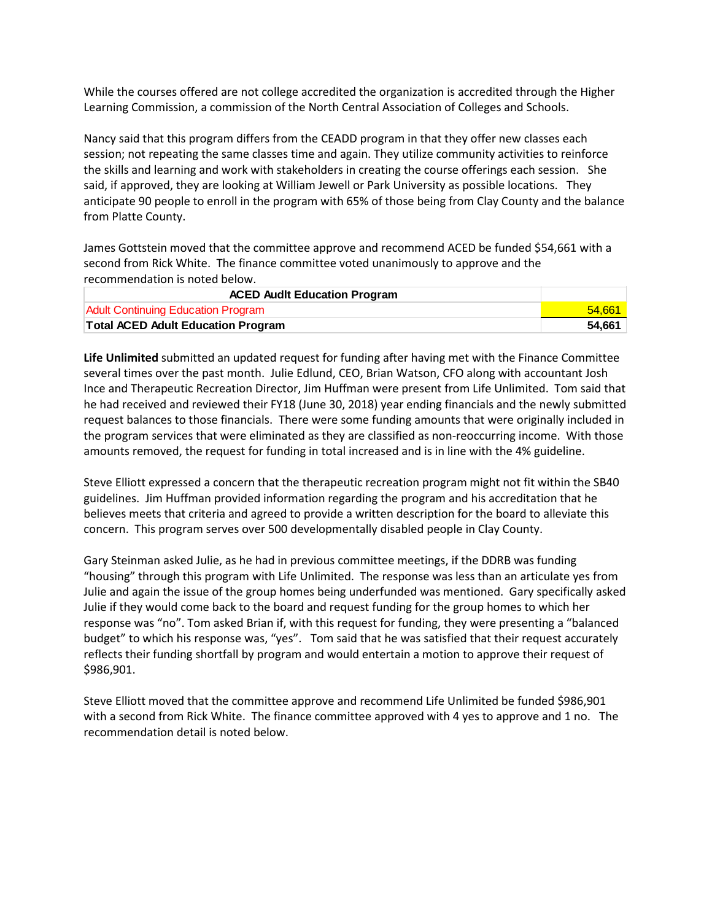While the courses offered are not college accredited the organization is accredited through the Higher Learning Commission, a commission of the North Central Association of Colleges and Schools.

Nancy said that this program differs from the CEADD program in that they offer new classes each session; not repeating the same classes time and again. They utilize community activities to reinforce the skills and learning and work with stakeholders in creating the course offerings each session. She said, if approved, they are looking at William Jewell or Park University as possible locations. They anticipate 90 people to enroll in the program with 65% of those being from Clay County and the balance from Platte County.

James Gottstein moved that the committee approve and recommend ACED be funded $54,661 with a second from Rick White. The finance committee voted unanimously to approve and the recommendation is noted below.

| ACED Audlt Education Program | |
|---|---|
| Adult Continuing Education Program | 54,661 |
| **Total ACED Adult Education Program** | **54,661** |

**Life Unlimited** submitted an updated request for funding after having met with the Finance Committee several times over the past month. Julie Edlund, CEO, Brian Watson, CFO along with accountant Josh Ince and Therapeutic Recreation Director, Jim Huffman were present from Life Unlimited. Tom said that he had received and reviewed their FY18 (June 30, 2018) year ending financials and the newly submitted request balances to those financials. There were some funding amounts that were originally included in the program services that were eliminated as they are classified as non-reoccurring income. With those amounts removed, the request for funding in total increased and is in line with the 4% guideline.

Steve Elliott expressed a concern that the therapeutic recreation program might not fit within the SB40 guidelines. Jim Huffman provided information regarding the program and his accreditation that he believes meets that criteria and agreed to provide a written description for the board to alleviate this concern. This program serves over 500 developmentally disabled people in Clay County.

Gary Steinman asked Julie, as he had in previous committee meetings, if the DDRB was funding "housing" through this program with Life Unlimited. The response was less than an articulate yes from Julie and again the issue of the group homes being underfunded was mentioned. Gary specifically asked Julie if they would come back to the board and request funding for the group homes to which her response was "no". Tom asked Brian if, with this request for funding, they were presenting a "balanced budget" to which his response was, "yes". Tom said that he was satisfied that their request accurately reflects their funding shortfall by program and would entertain a motion to approve their request of $986,901.

Steve Elliott moved that the committee approve and recommend Life Unlimited be funded $986,901 with a second from Rick White. The finance committee approved with 4 yes to approve and 1 no. The recommendation detail is noted below.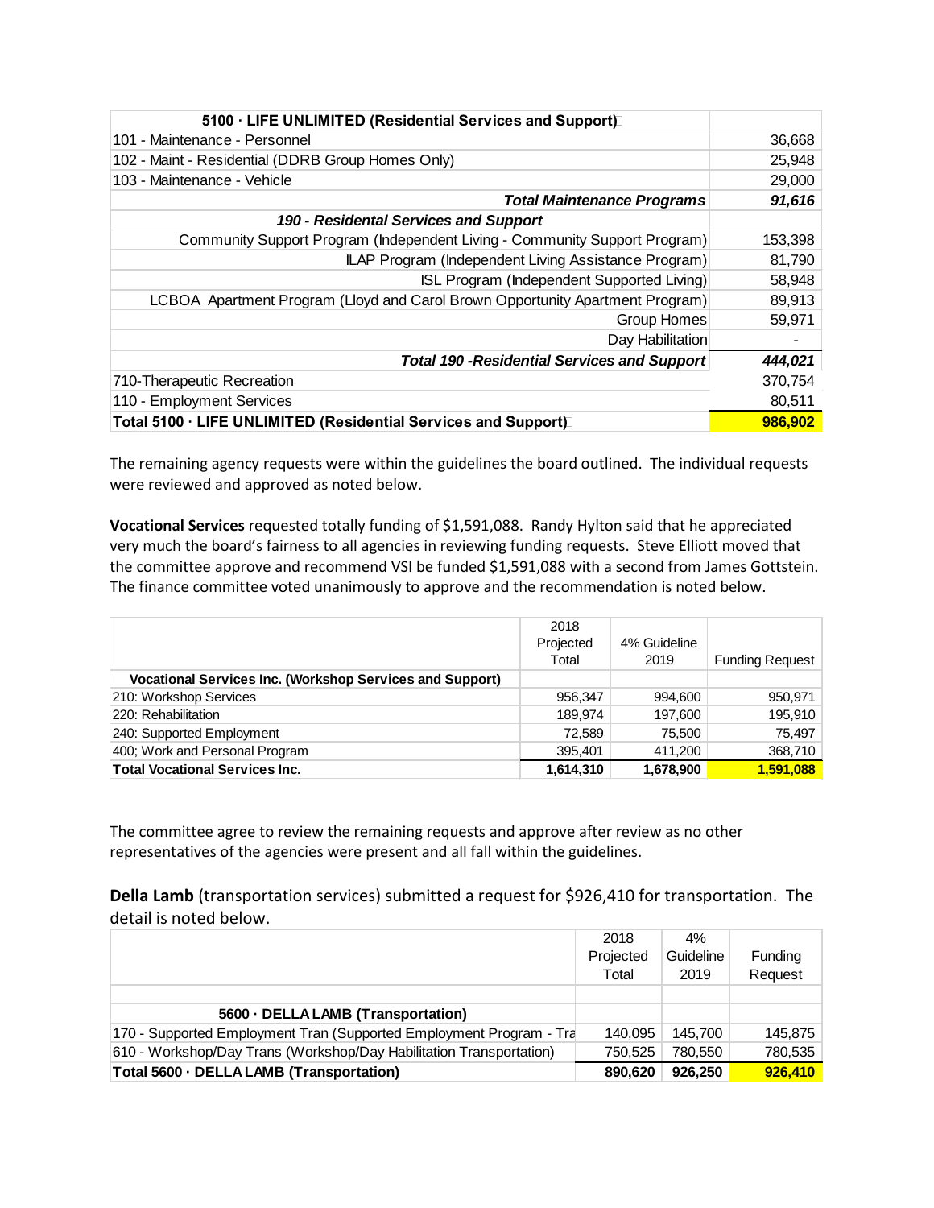| 5100 · LIFE UNLIMITED (Residential Services and Support) | |
|---|---|
| 101 - Maintenance - Personnel | 36,668 |
| 102 - Maint - Residential (DDRB Group Homes Only) | 25,948 |
| 103 - Maintenance - Vehicle | 29,000 |
| ***Total Maintenance Programs*** | ***91,616*** |
| ***190 - Residental Services and Support*** | |
| Community Support Program (Independent Living - Community Support Program) | 153,398 |
| ILAP Program (Independent Living Assistance Program) | 81,790 |
| ISL Program (Independent Supported Living) | 58,948 |
| LCBOA Apartment Program (Lloyd and Carol Brown Opportunity Apartment Program) | 89,913 |
| Group Homes | 59,971 |
| Day Habilitation | - |
| ***Total 190 -Residential Services and Support*** | ***444,021*** |
| 710-Therapeutic Recreation | 370,754 |
| 110 - Employment Services | 80,511 |
| **Total 5100 · LIFE UNLIMITED (Residential Services and Support)** | **986,902** |

The remaining agency requests were within the guidelines the board outlined. The individual requests were reviewed and approved as noted below.

**Vocational Services** requested totally funding of $1,591,088. Randy Hylton said that he appreciated very much the board's fairness to all agencies in reviewing funding requests. Steve Elliott moved that the committee approve and recommend VSI be funded $1,591,088 with a second from James Gottstein. The finance committee voted unanimously to approve and the recommendation is noted below.

| | 2018 Projected Total | 4% Guideline 2019 | Funding Request |
|---|---|---|---|
| **Vocational Services Inc. (Workshop Services and Support)** | | | |
| 210: Workshop Services | 956,347 | 994,600 | 950,971 |
| 220: Rehabilitation | 189,974 | 197,600 | 195,910 |
| 240: Supported Employment | 72,589 | 75,500 | 75,497 |
| 400; Work and Personal Program | 395,401 | 411,200 | 368,710 |
| **Total Vocational Services Inc.** | **1,614,310** | **1,678,900** | **1,591,088** |

The committee agree to review the remaining requests and approve after review as no other representatives of the agencies were present and all fall within the guidelines.

**Della Lamb** (transportation services) submitted a request for $926,410 for transportation. The detail is noted below.

| | 2018 Projected Total | 4% Guideline 2019 | Funding Request |
|---|---|---|---|
| **5600 · DELLA LAMB (Transportation)** | | | |
| 170 - Supported Employment Tran (Supported Employment Program - Tra | 140,095 | 145,700 | 145,875 |
| 610 - Workshop/Day Trans (Workshop/Day Habilitation Transportation) | 750,525 | 780,550 | 780,535 |
| **Total 5600 · DELLA LAMB (Transportation)** | **890,620** | **926,250** | **926,410** |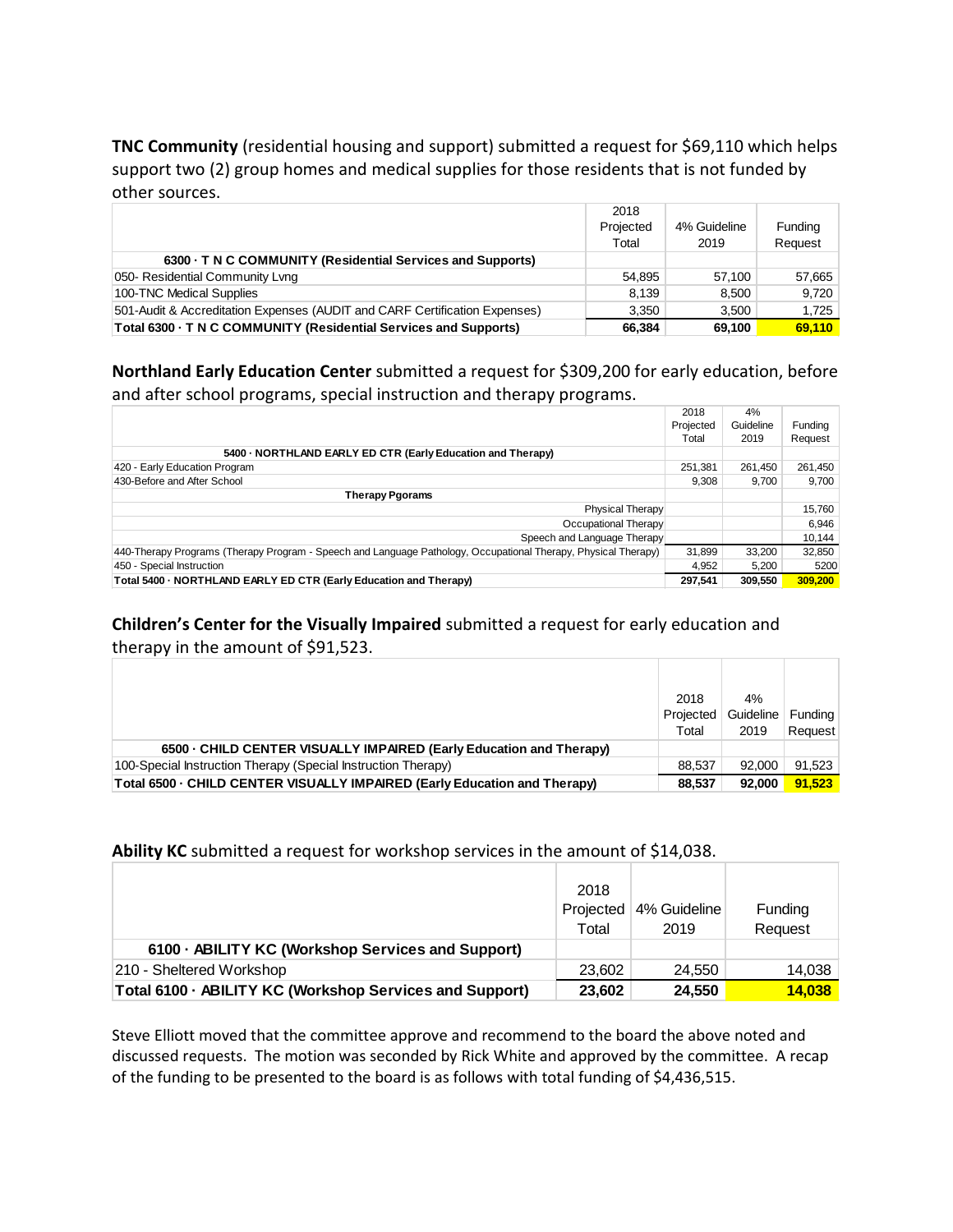**TNC Community** (residential housing and support) submitted a request for $69,110 which helps support two (2) group homes and medical supplies for those residents that is not funded by other sources.

| | 2018 Projected Total | 4% Guideline 2019 | Funding Request |
|---|---|---|---|
| **6300 · T N C COMMUNITY (Residential Services and Supports)** | | | |
| 050- Residential Community Lvng | 54,895 | 57,100 | 57,665 |
| 100-TNC Medical Supplies | 8,139 | 8,500 | 9,720 |
| 501-Audit & Accreditation Expenses (AUDIT and CARF Certification Expenses) | 3,350 | 3,500 | 1,725 |
| **Total 6300 · T N C COMMUNITY (Residential Services and Supports)** | **66,384** | **69,100** | **69,110** |

**Northland Early Education Center** submitted a request for $309,200 for early education, before and after school programs, special instruction and therapy programs.

| | 2018 Projected Total | 4% Guideline 2019 | Funding Request |
|---|---|---|---|
| **5400 · NORTHLAND EARLY ED CTR (Early Education and Therapy)** | | | |
| 420 - Early Education Program | 251,381 | 261,450 | 261,450 |
| 430-Before and After School | 9,308 | 9,700 | 9,700 |
| **Therapy Pgorams** | | | |
| Physical Therapy | | | 15,760 |
| Occupational Therapy | | | 6,946 |
| Speech and Language Therapy | | | 10,144 |
| 440-Therapy Programs (Therapy Program - Speech and Language Pathology, Occupational Therapy, Physical Therapy) | 31,899 | 33,200 | 32,850 |
| 450 - Special Instruction | 4,952 | 5,200 | 5200 |
| **Total 5400 · NORTHLAND EARLY ED CTR (Early Education and Therapy)** | **297,541** | **309,550** | **309,200** |

**Children's Center for the Visually Impaired** submitted a request for early education and therapy in the amount of $91,523.

| | 2018 Projected Total | 4% Guideline 2019 | Funding Request |
|---|---|---|---|
| **6500 · CHILD CENTER VISUALLY IMPAIRED (Early Education and Therapy)** | | | |
| 100-Special Instruction Therapy (Special Instruction Therapy) | 88,537 | 92,000 | 91,523 |
| **Total 6500 · CHILD CENTER VISUALLY IMPAIRED (Early Education and Therapy)** | **88,537** | **92,000** | **91,523** |

**Ability KC** submitted a request for workshop services in the amount of $14,038.

| | 2018 Projected Total | 4% Guideline 2019 | Funding Request |
|---|---|---|---|
| **6100 · ABILITY KC (Workshop Services and Support)** | | | |
| 210 - Sheltered Workshop | 23,602 | 24,550 | 14,038 |
| **Total 6100 · ABILITY KC (Workshop Services and Support)** | **23,602** | **24,550** | **14,038** |

Steve Elliott moved that the committee approve and recommend to the board the above noted and discussed requests. The motion was seconded by Rick White and approved by the committee. A recap of the funding to be presented to the board is as follows with total funding of $4,436,515.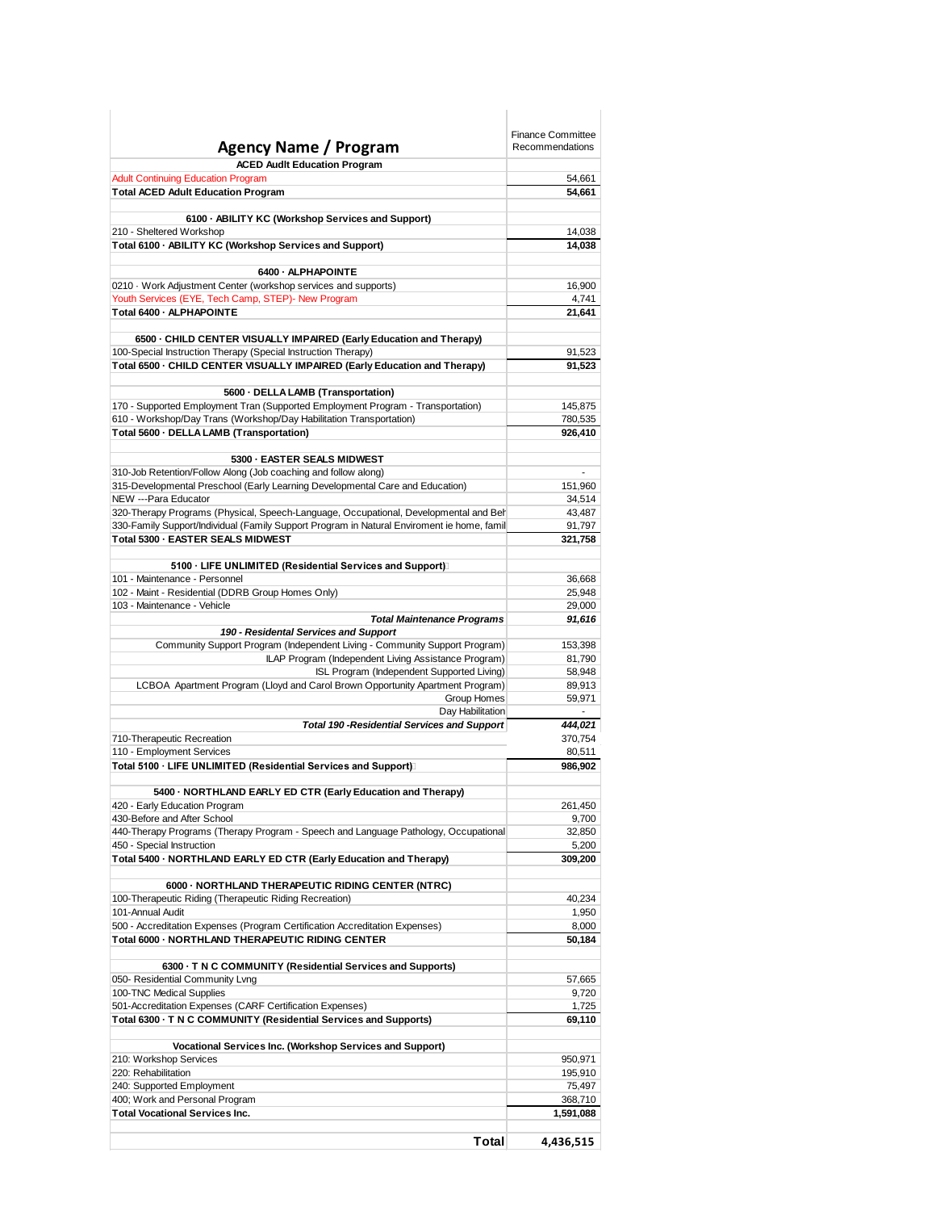| Agency Name / Program | Finance Committee Recommendations |
|---|---|
| **ACED Audlt Education Program** | |
| Adult Continuing Education Program | 54,661 |
| **Total ACED Adult Education Program** | **54,661** |
| | |
| **6100 · ABILITY KC (Workshop Services and Support)** | |
| 210 - Sheltered Workshop | 14,038 |
| **Total 6100 · ABILITY KC (Workshop Services and Support)** | **14,038** |
| | |
| **6400 · ALPHAPOINTE** | |
| 0210 · Work Adjustment Center (workshop services and supports) | 16,900 |
| Youth Services (EYE, Tech Camp, STEP)- New Program | 4,741 |
| **Total 6400 · ALPHAPOINTE** | **21,641** |
| | |
| **6500 · CHILD CENTER VISUALLY IMPAIRED (Early Education and Therapy)** | |
| 100-Special Instruction Therapy (Special Instruction Therapy) | 91,523 |
| **Total 6500 · CHILD CENTER VISUALLY IMPAIRED (Early Education and Therapy)** | **91,523** |
| | |
| **5600 · DELLA LAMB (Transportation)** | |
| 170 - Supported Employment Tran (Supported Employment Program - Transportation) | 145,875 |
| 610 - Workshop/Day Trans (Workshop/Day Habilitation Transportation) | 780,535 |
| **Total 5600 · DELLA LAMB (Transportation)** | **926,410** |
| | |
| **5300 · EASTER SEALS MIDWEST** | |
| 310-Job Retention/Follow Along (Job coaching and follow along) | - |
| 315-Developmental Preschool (Early Learning Developmental Care and Education) | 151,960 |
| NEW ---Para Educator | 34,514 |
| 320-Therapy Programs (Physical, Speech-Language, Occupational, Developmental and Beh | 43,487 |
| 330-Family Support/Individual (Family Support Program in Natural Enviroment ie home, famil | 91,797 |
| **Total 5300 · EASTER SEALS MIDWEST** | **321,758** |
| | |
| **5100 · LIFE UNLIMITED (Residential Services and Support)** | |
| 101 - Maintenance - Personnel | 36,668 |
| 102 - Maint - Residential (DDRB Group Homes Only) | 25,948 |
| 103 - Maintenance - Vehicle | 29,000 |
| ***Total Maintenance Programs*** | ***91,616*** |
| ***190 - Residental Services and Support*** | |
| Community Support Program (Independent Living - Community Support Program) | 153,398 |
| ILAP Program (Independent Living Assistance Program) | 81,790 |
| ISL Program (Independent Supported Living) | 58,948 |
| LCBOA Apartment Program (Lloyd and Carol Brown Opportunity Apartment Program) | 89,913 |
| Group Homes | 59,971 |
| Day Habilitation | - |
| ***Total 190 -Residential Services and Support*** | ***444,021*** |
| 710-Therapeutic Recreation | 370,754 |
| 110 - Employment Services | 80,511 |
| **Total 5100 · LIFE UNLIMITED (Residential Services and Support)** | **986,902** |
| | |
| **5400 · NORTHLAND EARLY ED CTR (Early Education and Therapy)** | |
| 420 - Early Education Program | 261,450 |
| 430-Before and After School | 9,700 |
| 440-Therapy Programs (Therapy Program - Speech and Language Pathology, Occupational | 32,850 |
| 450 - Special Instruction | 5,200 |
| **Total 5400 · NORTHLAND EARLY ED CTR (Early Education and Therapy)** | **309,200** |
| | |
| **6000 · NORTHLAND THERAPEUTIC RIDING CENTER (NTRC)** | |
| 100-Therapeutic Riding (Therapeutic Riding Recreation) | 40,234 |
| 101-Annual Audit | 1,950 |
| 500 - Accreditation Expenses (Program Certification Accreditation Expenses) | 8,000 |
| **Total 6000 · NORTHLAND THERAPEUTIC RIDING CENTER** | **50,184** |
| | |
| **6300 · T N C COMMUNITY (Residential Services and Supports)** | |
| 050- Residential Community Lvng | 57,665 |
| 100-TNC Medical Supplies | 9,720 |
| 501-Accreditation Expenses (CARF Certification Expenses) | 1,725 |
| **Total 6300 · T N C COMMUNITY (Residential Services and Supports)** | **69,110** |
| | |
| **Vocational Services Inc. (Workshop Services and Support)** | |
| 210: Workshop Services | 950,971 |
| 220: Rehabilitation | 195,910 |
| 240: Supported Employment | 75,497 |
| 400; Work and Personal Program | 368,710 |
| **Total Vocational Services Inc.** | **1,591,088** |
| | |
| **Total** | **4,436,515** |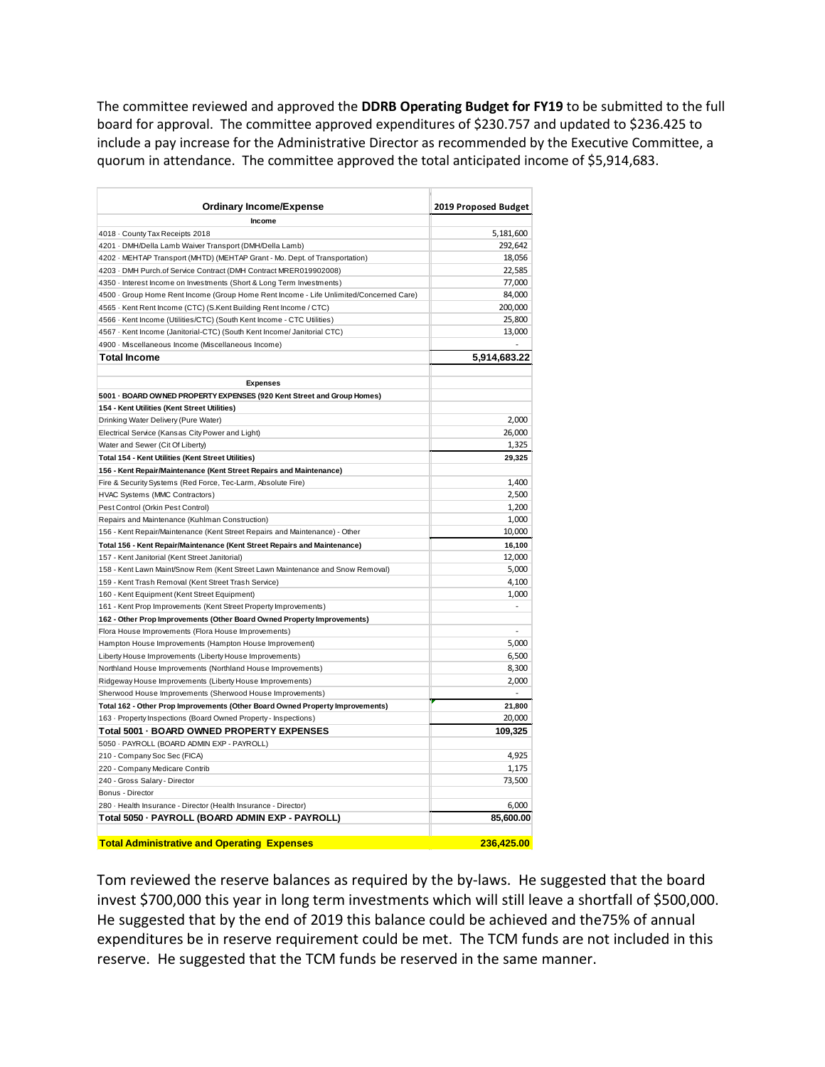The committee reviewed and approved the **DDRB Operating Budget for FY19** to be submitted to the full board for approval. The committee approved expenditures of $230.757 and updated to $236.425 to include a pay increase for the Administrative Director as recommended by the Executive Committee, a quorum in attendance. The committee approved the total anticipated income of $5,914,683.

| Ordinary Income/Expense | 2019 Proposed Budget |
|---|---|
| **Income** | |
| 4018 · County Tax Receipts 2018 | 5,181,600 |
| 4201 · DMH/Della Lamb Waiver Transport (DMH/Della Lamb) | 292,642 |
| 4202 · MEHTAP Transport (MHTD) (MEHTAP Grant - Mo. Dept. of Transportation) | 18,056 |
| 4203 · DMH Purch.of Service Contract (DMH Contract MRER019902008) | 22,585 |
| 4350 · Interest Income on Investments (Short & Long Term Investments) | 77,000 |
| 4500 · Group Home Rent Income (Group Home Rent Income - Life Unlimited/Concerned Care) | 84,000 |
| 4565 · Kent Rent Income (CTC) (S.Kent Building Rent Income / CTC) | 200,000 |
| 4566 · Kent Income (Utilities/CTC) (South Kent Income - CTC Utilities) | 25,800 |
| 4567 · Kent Income (Janitorial-CTC) (South Kent Income/ Janitorial CTC) | 13,000 |
| 4900 · Miscellaneous Income (Miscellaneous Income) | - |
| **Total Income** | **5,914,683.22** |
| | |
| **Expenses** | |
| **5001 · BOARD OWNED PROPERTY EXPENSES (920 Kent Street and Group Homes)** | |
| **154 - Kent Utilities (Kent Street Utilities)** | |
| Drinking Water Delivery (Pure Water) | 2,000 |
| Electrical Service (Kansas City Power and Light) | 26,000 |
| Water and Sewer (Cit Of Liberty) | 1,325 |
| **Total 154 - Kent Utilities (Kent Street Utilities)** | **29,325** |
| **156 - Kent Repair/Maintenance (Kent Street Repairs and Maintenance)** | |
| Fire & Security Systems (Red Force, Tec-Larm, Absolute Fire) | 1,400 |
| HVAC Systems (MMC Contractors) | 2,500 |
| Pest Control (Orkin Pest Control) | 1,200 |
| Repairs and Maintenance (Kuhlman Construction) | 1,000 |
| 156 - Kent Repair/Maintenance (Kent Street Repairs and Maintenance) - Other | 10,000 |
| **Total 156 - Kent Repair/Maintenance (Kent Street Repairs and Maintenance)** | **16,100** |
| 157 - Kent Janitorial (Kent Street Janitorial) | 12,000 |
| 158 - Kent Lawn Maint/Snow Rem (Kent Street Lawn Maintenance and Snow Removal) | 5,000 |
| 159 - Kent Trash Removal (Kent Street Trash Service) | 4,100 |
| 160 - Kent Equipment (Kent Street Equipment) | 1,000 |
| 161 - Kent Prop Improvements (Kent Street Property Improvements) | - |
| **162 - Other Prop Improvements (Other Board Owned Property Improvements)** | |
| Flora House Improvements (Flora House Improvements) | - |
| Hampton House Improvements (Hampton House Improvement) | 5,000 |
| Liberty House Improvements (Liberty House Improvements) | 6,500 |
| Northland House Improvements (Northland House Improvements) | 8,300 |
| Ridgeway House Improvements (Liberty House Improvements) | 2,000 |
| Sherwood House Improvements (Sherwood House Improvements) | - |
| **Total 162 - Other Prop Improvements (Other Board Owned Property Improvements)** | **21,800** |
| 163 · Property Inspections (Board Owned Property - Inspections) | 20,000 |
| **Total 5001 · BOARD OWNED PROPERTY EXPENSES** | **109,325** |
| 5050 · PAYROLL (BOARD ADMIN EXP - PAYROLL) | |
| 210 - Company Soc Sec (FICA) | 4,925 |
| 220 - Company Medicare Contrib | 1,175 |
| 240 - Gross Salary - Director | 73,500 |
| Bonus - Director | |
| 280 · Health Insurance - Director (Health Insurance - Director) | 6,000 |
| **Total 5050 · PAYROLL (BOARD ADMIN EXP - PAYROLL)** | **85,600.00** |
| | |
| **Total Administrative and Operating Expenses** | **236,425.00** |

Tom reviewed the reserve balances as required by the by-laws. He suggested that the board invest $700,000 this year in long term investments which will still leave a shortfall of $500,000. He suggested that by the end of 2019 this balance could be achieved and the75% of annual expenditures be in reserve requirement could be met. The TCM funds are not included in this reserve. He suggested that the TCM funds be reserved in the same manner.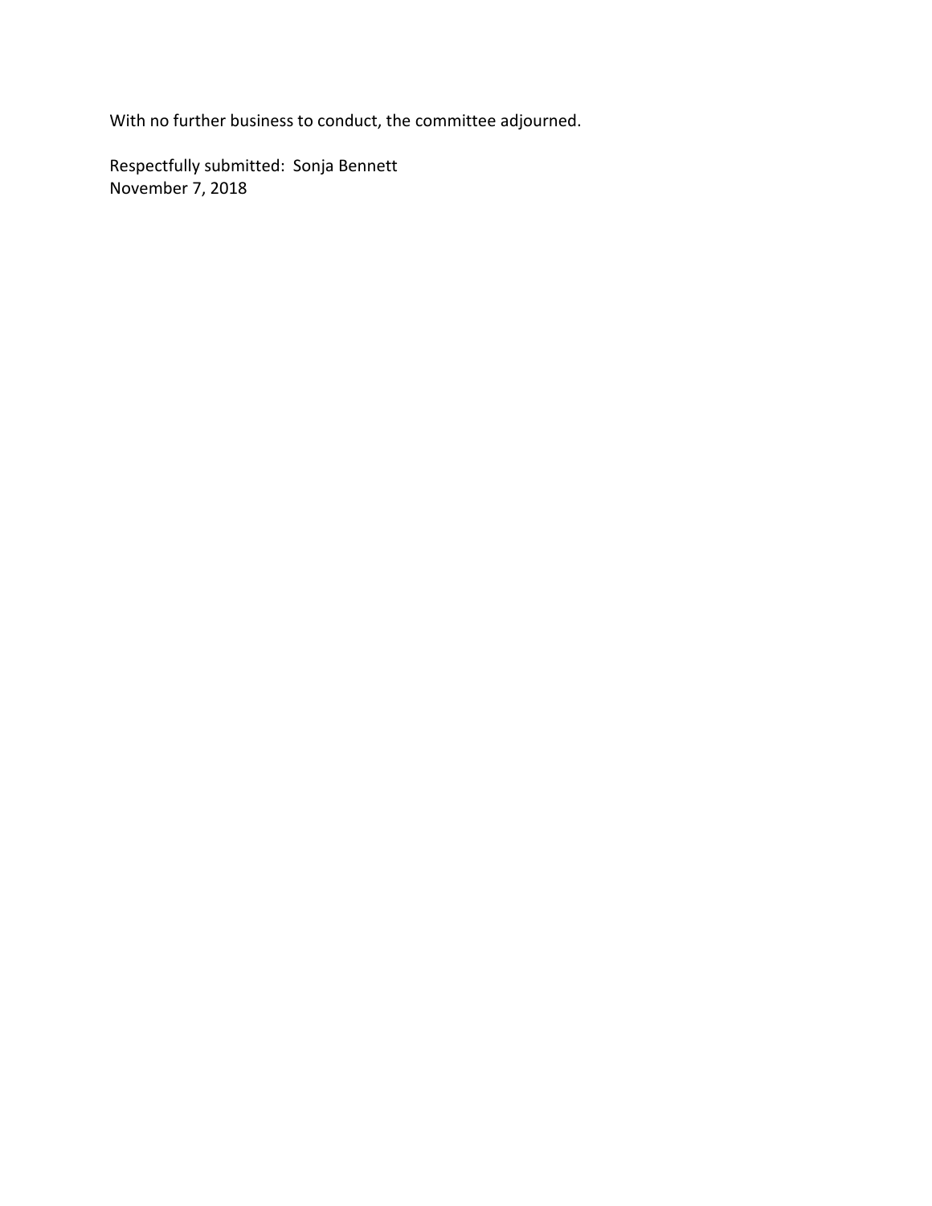With no further business to conduct, the committee adjourned.

Respectfully submitted: Sonja Bennett
November 7, 2018